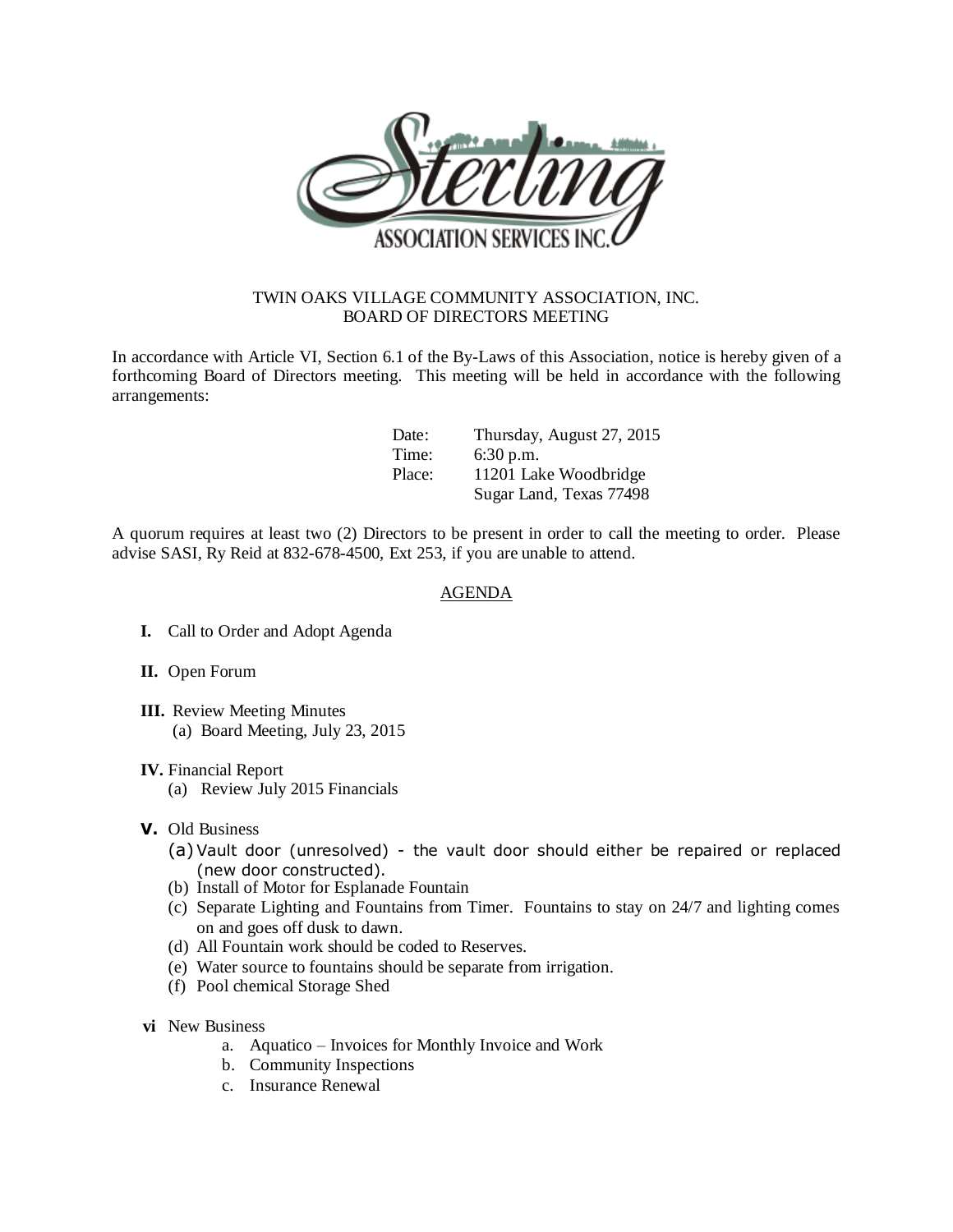Sterling
ASSOCIATION SERVICES INC.

# TWIN OAKS VILLAGE COMMUNITY ASSOCIATION, INC.
## BOARD OF DIRECTORS MEETING

In accordance with Article VI, Section 6.1 of the By-Laws of this Association, notice is hereby given of a forthcoming Board of Directors meeting. This meeting will be held in accordance with the following arrangements:

Date: Thursday, August 27, 2015
Time: 6:30 p.m.
Place: 11201 Lake Woodbridge
Sugar Land, Texas 77498

A quorum requires at least two (2) Directors to be present in order to call the meeting to order. Please advise SASI, Ry Reid at 832-678-4500, Ext 253, if you are unable to attend.

## AGENDA

**I.** Call to Order and Adopt Agenda

**II.** Open Forum

**III.** Review Meeting Minutes
(a) Board Meeting, July 23, 2015

**IV.** Financial Report
(a) Review July 2015 Financials

**V.** Old Business
(a) Vault door (unresolved) - the vault door should either be repaired or replaced (new door constructed).
(b) Install of Motor for Esplanade Fountain
(c) Separate Lighting and Fountains from Timer. Fountains to stay on 24/7 and lighting comes on and goes off dusk to dawn.
(d) All Fountain work should be coded to Reserves.
(e) Water source to fountains should be separate from irrigation.
(f) Pool chemical Storage Shed

**vi** New Business
a. Aquatico – Invoices for Monthly Invoice and Work
b. Community Inspections
c. Insurance Renewal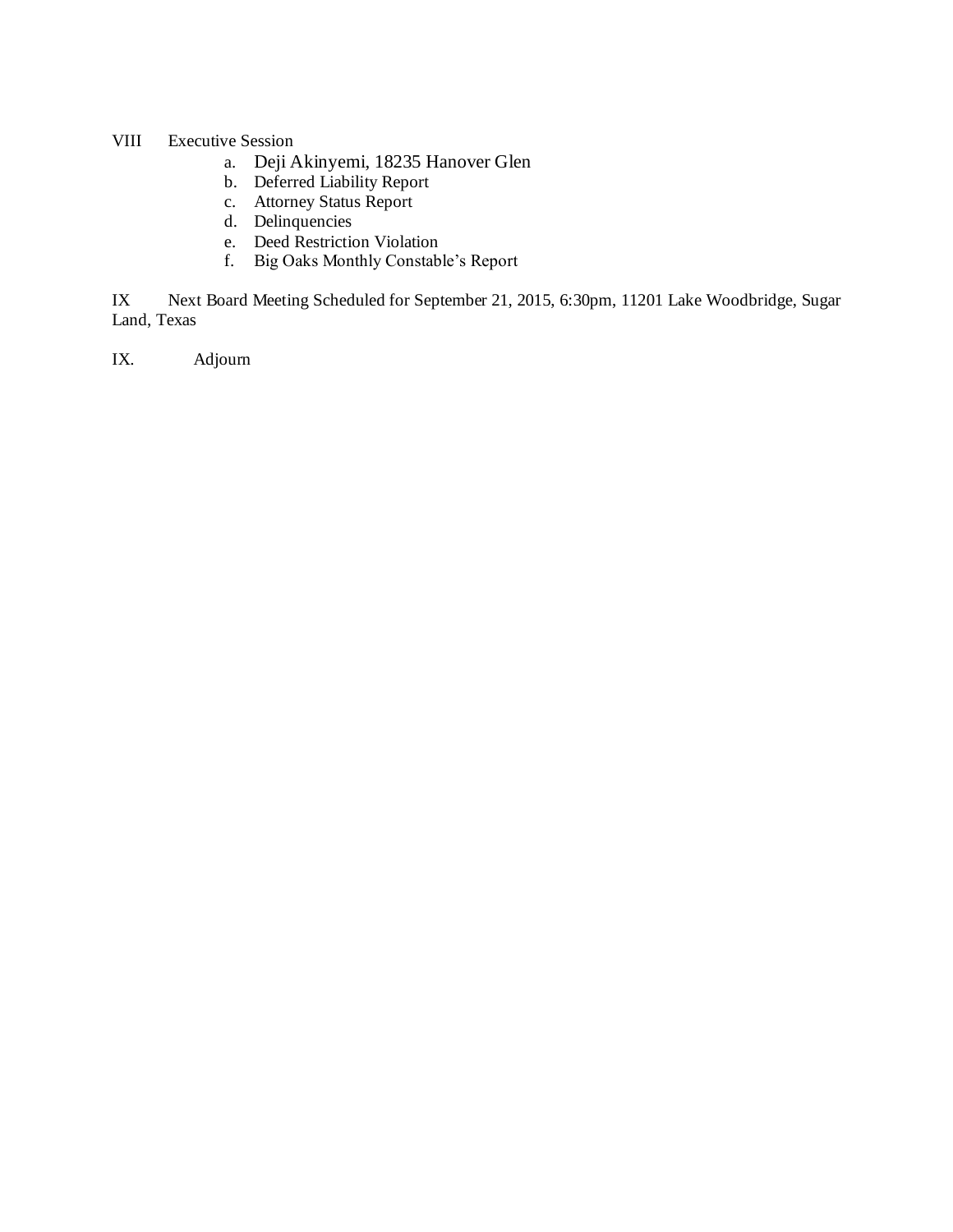VIII Executive Session

a. Deji Akinyemi, 18235 Hanover Glen
b. Deferred Liability Report
c. Attorney Status Report
d. Delinquencies
e. Deed Restriction Violation
f. Big Oaks Monthly Constable's Report

IX Next Board Meeting Scheduled for September 21, 2015, 6:30pm, 11201 Lake Woodbridge, Sugar Land, Texas

IX. Adjourn